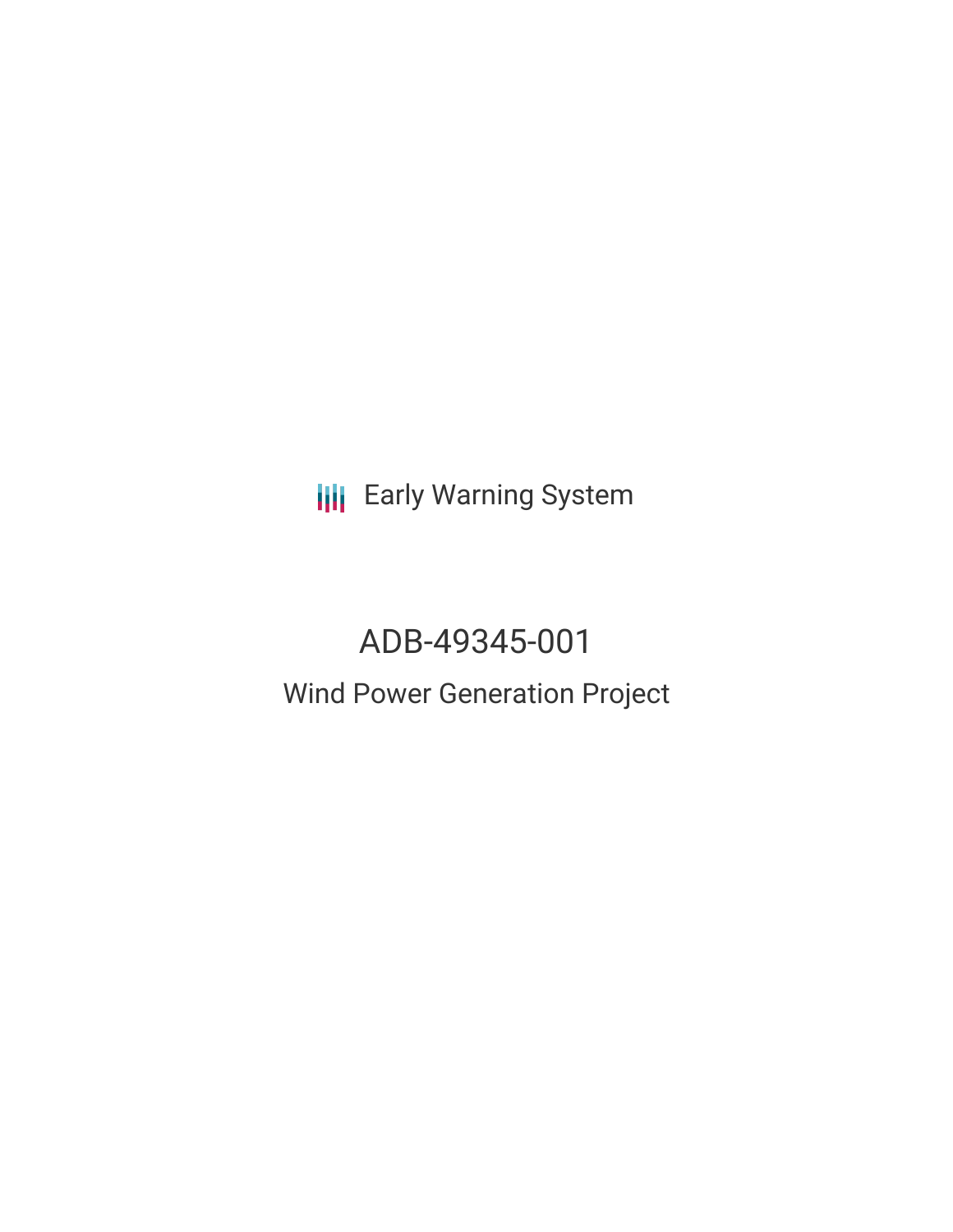Early Warning System

# ADB-49345-001

## Wind Power Generation Project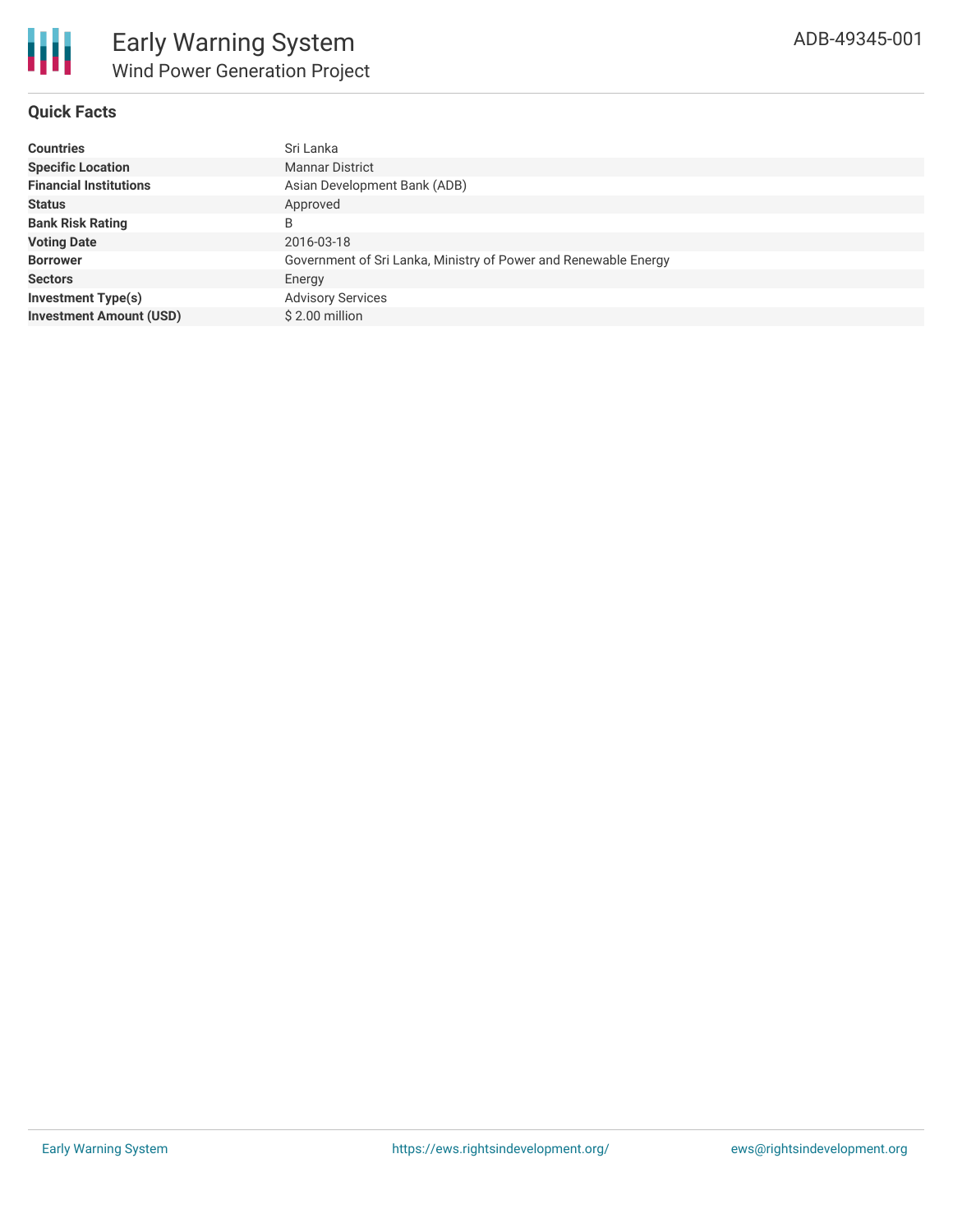# Early Warning System

## Wind Power Generation Project

ADB-49345-001

### Quick Facts

| | |
|---|---|
| **Countries** | Sri Lanka |
| **Specific Location** | Mannar District |
| **Financial Institutions** | Asian Development Bank (ADB) |
| **Status** | Approved |
| **Bank Risk Rating** | B |
| **Voting Date** | 2016-03-18 |
| **Borrower** | Government of Sri Lanka, Ministry of Power and Renewable Energy |
| **Sectors** | Energy |
| **Investment Type(s)** | Advisory Services |
| **Investment Amount (USD)** | $ 2.00 million |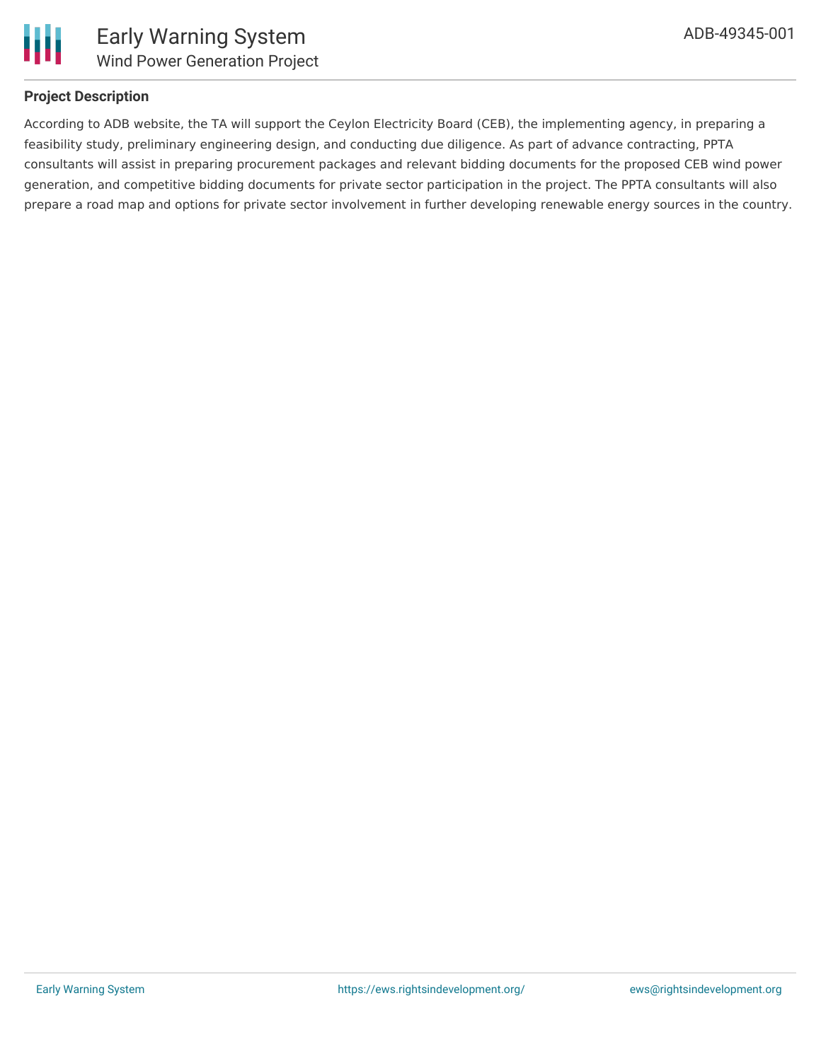## Project Description

According to ADB website, the TA will support the Ceylon Electricity Board (CEB), the implementing agency, in preparing a feasibility study, preliminary engineering design, and conducting due diligence. As part of advance contracting, PPTA consultants will assist in preparing procurement packages and relevant bidding documents for the proposed CEB wind power generation, and competitive bidding documents for private sector participation in the project. The PPTA consultants will also prepare a road map and options for private sector involvement in further developing renewable energy sources in the country.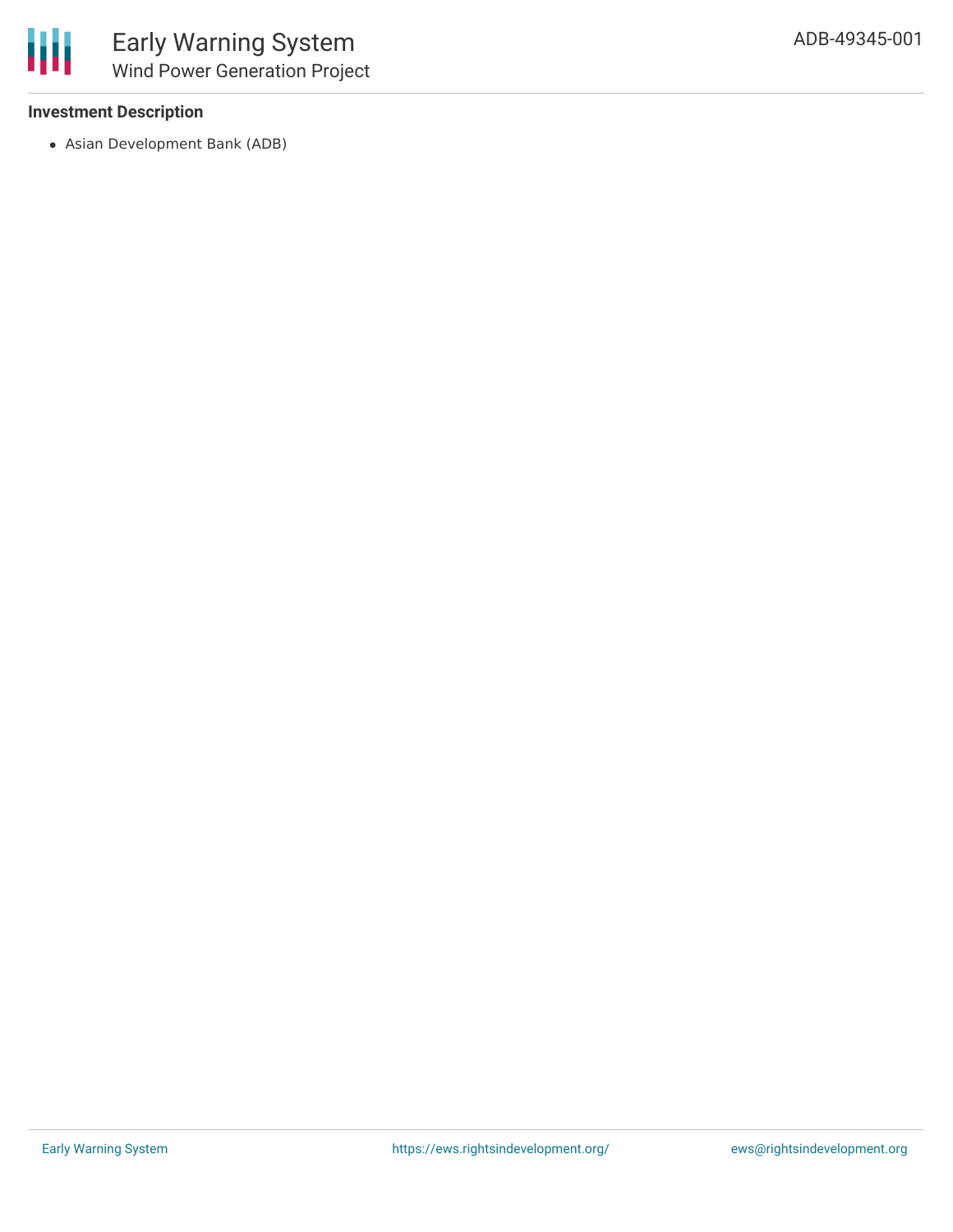**Investment Description**

- Asian Development Bank (ADB)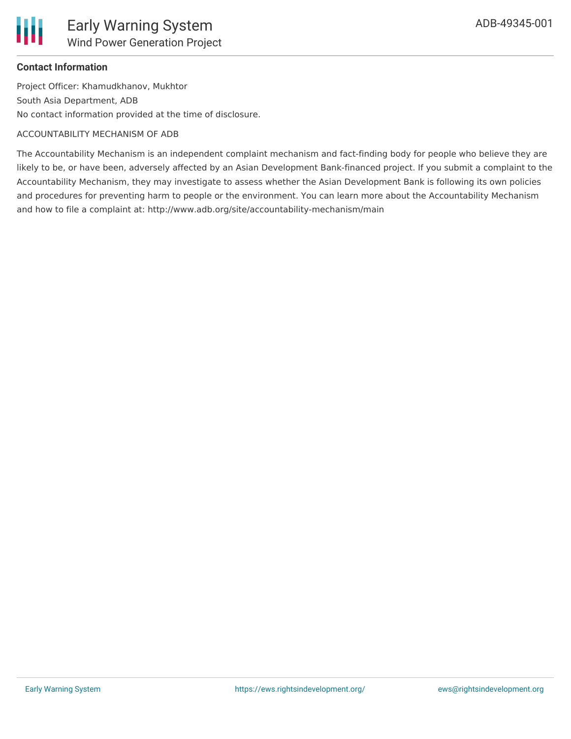**Contact Information**

Project Officer: Khamudkhanov, Mukhtor

South Asia Department, ADB

No contact information provided at the time of disclosure.

ACCOUNTABILITY MECHANISM OF ADB

The Accountability Mechanism is an independent complaint mechanism and fact-finding body for people who believe they are likely to be, or have been, adversely affected by an Asian Development Bank-financed project. If you submit a complaint to the Accountability Mechanism, they may investigate to assess whether the Asian Development Bank is following its own policies and procedures for preventing harm to people or the environment. You can learn more about the Accountability Mechanism and how to file a complaint at: http://www.adb.org/site/accountability-mechanism/main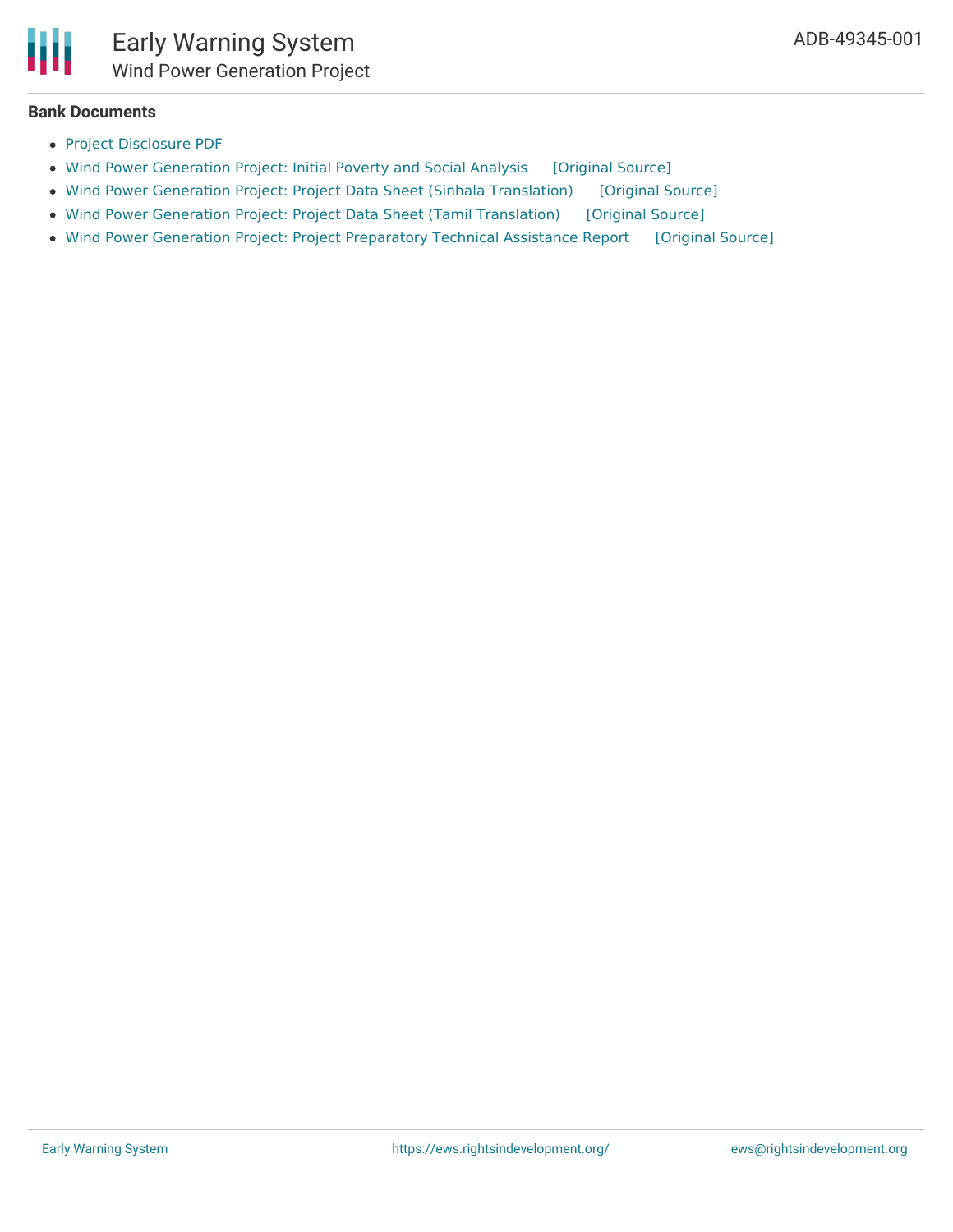## Bank Documents

- Project Disclosure PDF
- Wind Power Generation Project: Initial Poverty and Social Analysis [Original Source]
- Wind Power Generation Project: Project Data Sheet (Sinhala Translation) [Original Source]
- Wind Power Generation Project: Project Data Sheet (Tamil Translation) [Original Source]
- Wind Power Generation Project: Project Preparatory Technical Assistance Report [Original Source]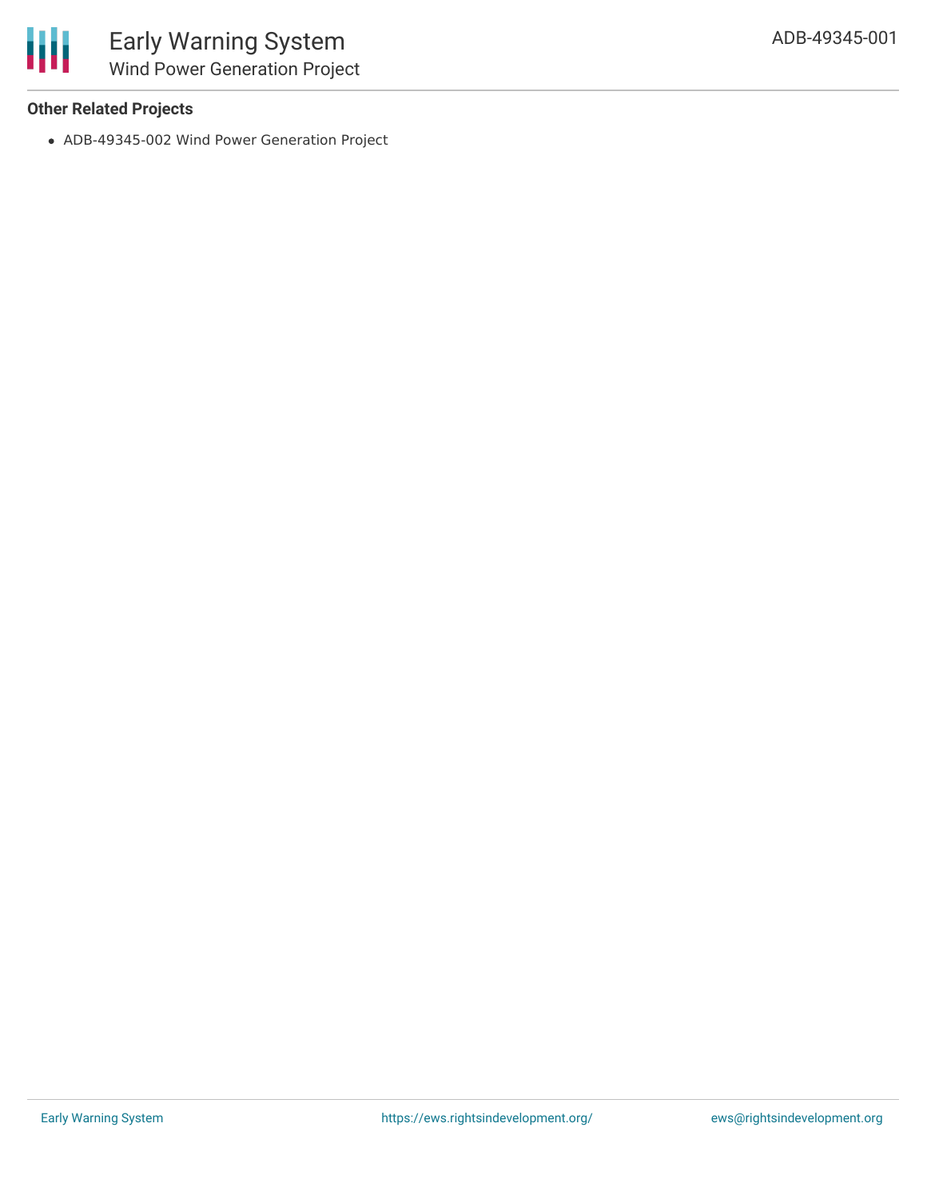**Other Related Projects**

- ADB-49345-002 Wind Power Generation Project